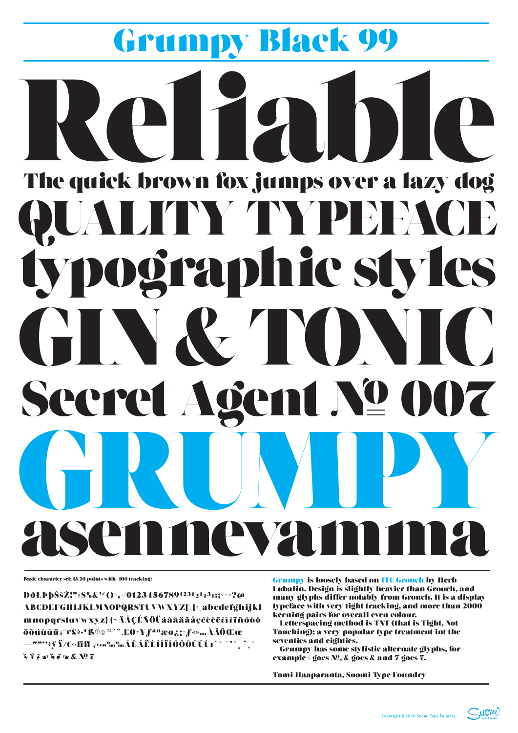# Grumpy Black 99

Reliable

The quick brown fox jumps over a lazy dog

QUALITY TYPEFACE

typographic styles

GIN & TONIC

Secret Agent № 007

GRUMPY

asennevamma

Basic character set; 13/20 points with -100 tracking:

DðŁłÞþŠšŽž!"#$%&'*()+,-./0123456789¹²³½¼¾:;<=>?@ ABCDEFGHIJKLMNOPQRSTUVWXYZ[\]^_abcdefghijkl mnopqrstuvwxyz{|}~ÄÅÇÉÑÖÜáàâäãåçéèêëíìîïñóòô öõúùûü†°¢£§•¶ß®©™´¨ÆØ±¥ƒªºæø¿¡¬ƒ«»…ÀÃÕŒœ –—""''÷ÿŸ/¤‹›fifl‡·‚„‰ÂÊÁËÈÍÎÏÌÓÔÒÚÛÙıˆ˜¯˘˙˚¸˝˛ˇ

& № 7

Grumpy is loosely based on ITC Grouch by Herb Lubalin. Design is slightly heavier than Grouch, and many glyphs differ notably from Grouch. It is a display typeface with very tight tracking, and more than 2000 kerning pairs for overall even colour.

Letterspacing method is TNT (that is Tight, Not Touching); a very popular type treatment int the seventies and eighties.

Grumpy has some stylistic alternate glyphs, for example # goes №, & goes & and 7 goes 7.

Tomi Haaparanta, Suomi Type Foundry

Copyright© 2010 Suomi Type Foundry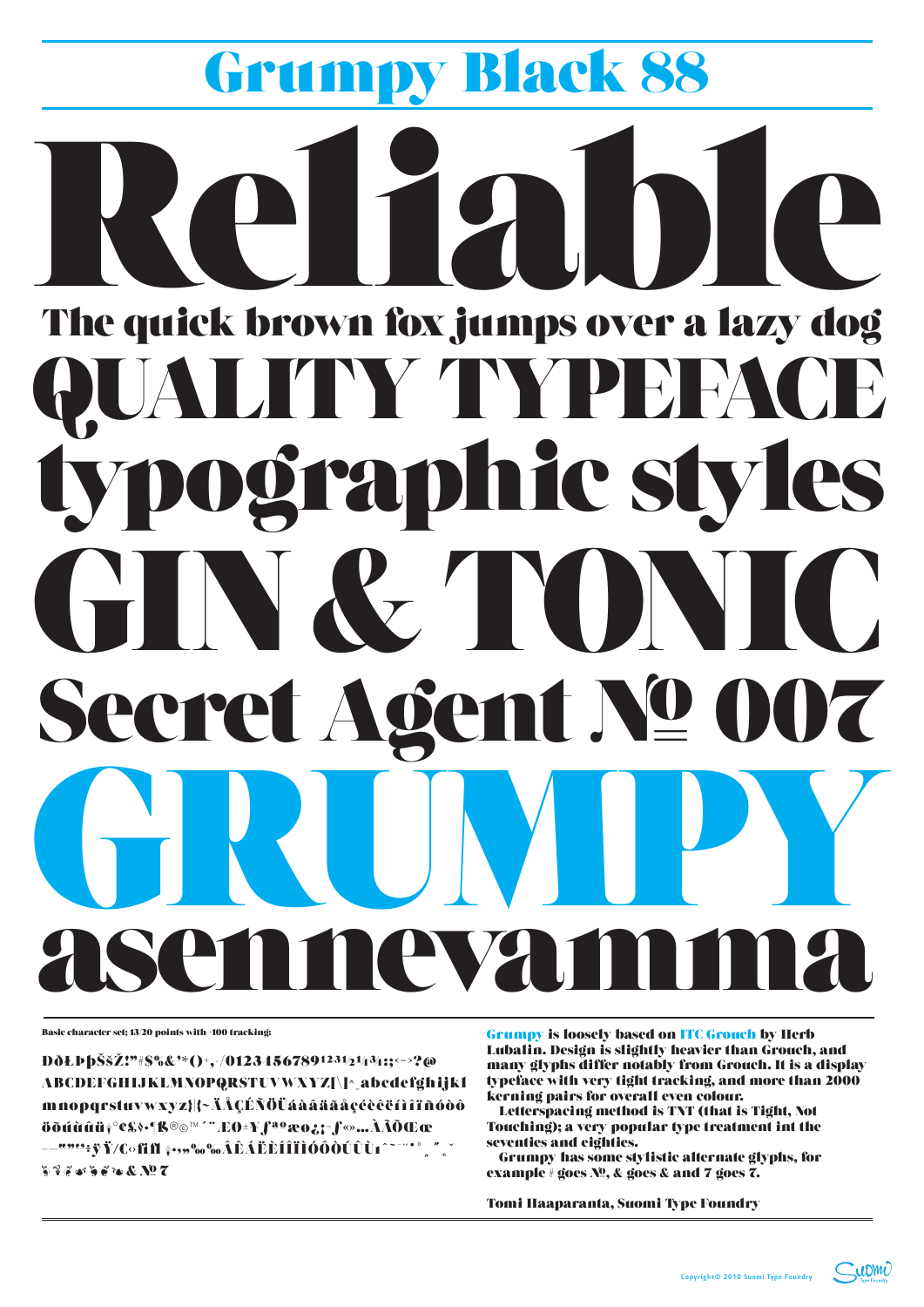# Grumpy Black 88

Reliable

The quick brown fox jumps over a lazy dog

QUALITY TYPEFACE

typographic styles

GIN & TONIC

Secret Agent № 007

GRUMPY

asennevamma

Basic character set; 13/20 points with -100 tracking:

DðŁÞþŠšŽ!"#$%&'*()+,-/0123456789¹²³½¼¾:;<=>?@
ABCDEFGHIJKLMNOPQRSTUVWXYZ[\]^_abcdefghijkl
mnopqrstuvwxyz{|}~ÄÅÇÉÑÖÜáàâäãåçéèêëíìîïñóòô
öõúùûü†°¢£§•¶ß®©™´¨ÆØ±¥ƒªºæø¿¡¬ƒ«»…ÀÃÕŒœ
–—""''÷ÿŸ/€‹›fifl‡·‚„‰ÂÊÁËÈÍÎÏÌÓÔÒÚÛÙıˆ˜¯˘˙˚¸˝˛ˇ

& № 7

**Grumpy** is loosely based on **ITC Grouch** by Herb Lubalin. Design is slightly heavier than Grouch, and many glyphs differ notably from Grouch. It is a display typeface with very tight tracking, and more than 2000 kerning pairs for overall even colour.

Letterspacing method is TNT (that is Tight, Not Touching); a very popular type treatment int the seventies and eighties.

Grumpy has some stylistic alternate glyphs, for example # goes №, & goes & and 7 goes 7.

Tomi Haaparanta, Suomi Type Foundry

Copyright© 2010 Suomi Type Foundry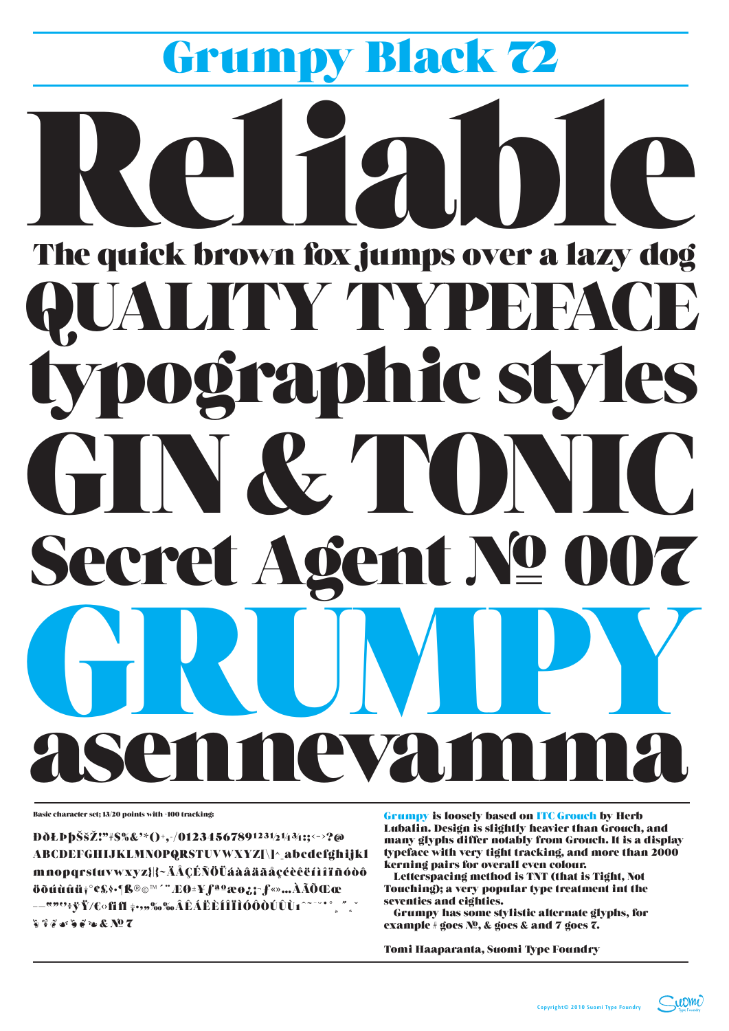# Grumpy Black 72

Reliable

The quick brown fox jumps over a lazy dog

QUALITY TYPEFACE

typographic styles

GIN & TONIC

Secret Agent № 007

GRUMPY

asennevamma

Basic character set; 13/20 points with -100 tracking:

ÐðŁłÞþŠšŽž!"#$%&'*()+,-./0123456789¹²³½¼¾:;<=>?@ ABCDEFGHIJKLMNOPQRSTUVWXYZ[\]^_abcdefghijkl mnopqrstuvwxyz{|}~ÄÅÇÉÑÖÜáàâäãåçéèêëíìîïñóòô öõúùûü†°¢£§•¶ß®©™´¨ÆØ±¥ƒªºæø¿¡¬ƒ«»…ÀÃÕŒœ –—""''÷ÿŸ/€‹›ﬁﬂ‡·‚„‰ÂÊÁËÈÍÎÏÌÓÔÒÚÛÙıˆ˜¯˘˙˚¸˝˛ˇ & № 7

**Grumpy** is loosely based on **ITC Grouch** by Herb Lubalin. Design is slightly heavier than Grouch, and many glyphs differ notably from Grouch. It is a display typeface with very tight tracking, and more than 2000 kerning pairs for overall even colour.

Letterspacing method is TNT (that is Tight, Not Touching); a very popular type treatment int the seventies and eighties.

Grumpy has some stylistic alternate glyphs, for example # goes №, & goes & and 7 goes 7.

Tomi Haaparanta, Suomi Type Foundry

Copyright© 2010 Suomi Type Foundry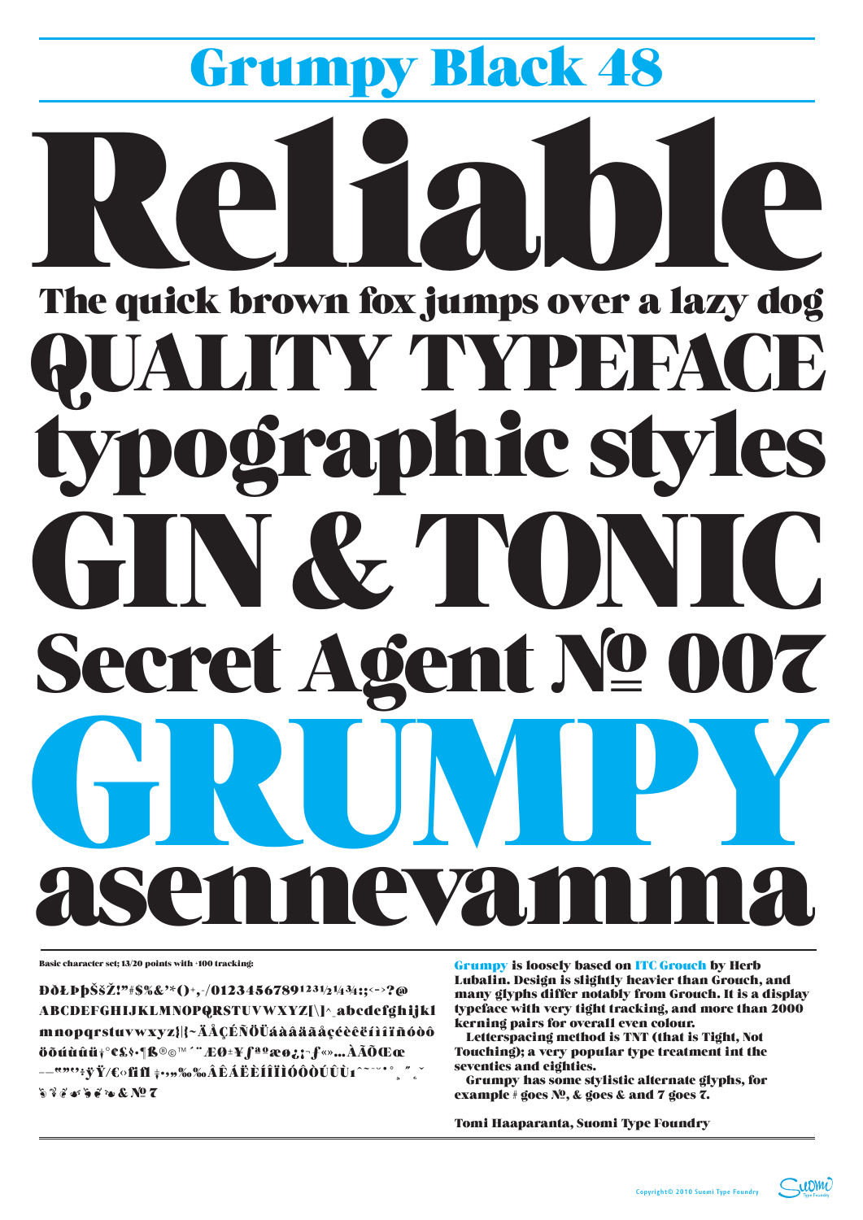# Grumpy Black 48

# Reliable

## The quick brown fox jumps over a lazy dog

## QUALITY TYPEFACE

## typographic styles

## GIN & TONIC

## Secret Agent № 007

# GRUMPY

## asennevamma

Basic character set; 13/20 points with -100 tracking:

ÐðŁłÞþŠšŽ!"#$%&'*()+,-/0123456789¹²³½¼¾:;<=>?@ ABCDEFGHIJKLMNOPQRSTUVWXYZ[\]^_abcdefghijkl mnopqrstuvwxyz{|}~ÄÅÇÉÑÖÜáàâäãåçéèêëíìîïñóòô öõúùûü†°¢£§•¶ß®©™´¨ÆØ±¥ƒªºæø¿¡¬ƒ«»…ÀÃÕŒœ –—""''÷ÿŸ/€◊fifl ‡·‚„‰ÂÊÁËÈÍÎÏÌÓÔÒÚÛÙı˜¯˘˙˚¸˝˛ˇ & № 7

**Grumpy** is loosely based on **ITC Grouch** by Herb Lubalin. Design is slightly heavier than Grouch, and many glyphs differ notably from Grouch. It is a display typeface with very tight tracking, and more than 2000 kerning pairs for overall even colour.

Letterspacing method is TNT (that is Tight, Not Touching); a very popular type treatment int the seventies and eighties.

Grumpy has some stylistic alternate glyphs, for example # goes №, & goes & and 7 goes 7.

Tomi Haaparanta, Suomi Type Foundry

Copyright© 2010 Suomi Type Foundry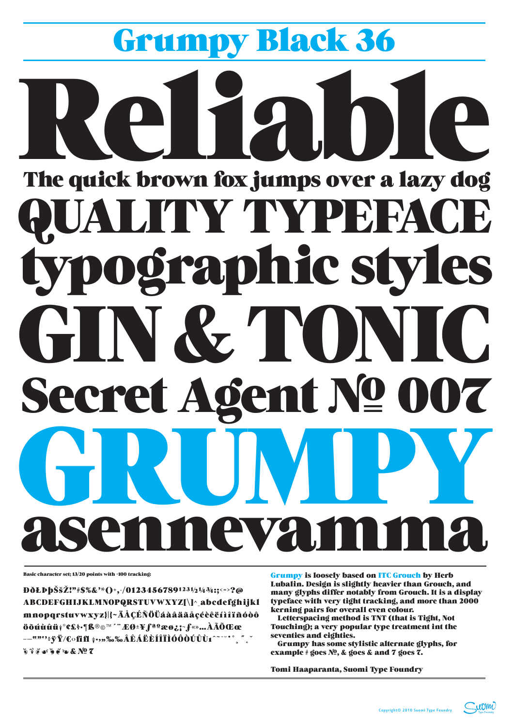# Grumpy Black 36

Reliable

The quick brown fox jumps over a lazy dog

QUALITY TYPEFACE

typographic styles

GIN & TONIC

Secret Agent № 007

GRUMPY

asennevamma

Basic character set; 13/20 points with -100 tracking:

ÐðŁłÞþŠšŽ!"#$%&'*()+,-./0123456789¹²³½¼¾:;<=>?@
ABCDEFGHIJKLMNOPQRSTUVWXYZ[\]^_abcdefghijkl
mnopqrstuvwxyz{|}~ÄÅÇÉÑÖÜáàâäãåçéèêëíìîïñóòô
öõúùûü†°¢£§•¶ß®©™´¨ÆØ±¥ƒªºæø¿¡¬ƒ«»…ÀÃÕŒœ
–—""''÷ÿŸ/€‹›ﬁﬂ‡·‚„‰ÂÊÁËÈÍÎÏÌÓÔÒÚÛÙıˆ˜¯˘˙˚¸˝˛ˇ
& № 7

**Grumpy** is loosely based on **ITC Grouch** by Herb Lubalin. Design is slightly heavier than Grouch, and many glyphs differ notably from Grouch. It is a display typeface with very tight tracking, and more than 2000 kerning pairs for overall even colour.

Letterspacing method is TNT (that is Tight, Not Touching); a very popular type treatment int the seventies and eighties.

Grumpy has some stylistic alternate glyphs, for example # goes №, & goes & and 7 goes 7.

Tomi Haaparanta, Suomi Type Foundry

Copyright© 2010 Suomi Type Foundry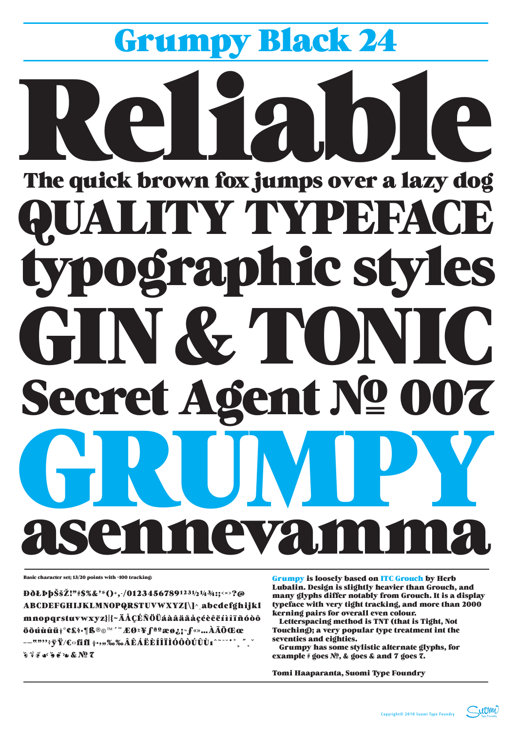# Grumpy Black 24

Reliable

The quick brown fox jumps over a lazy dog

QUALITY TYPEFACE

typographic styles

GIN & TONIC

Secret Agent № 007

GRUMPY

asennevamma

Basic character set; 13/20 points with +100 tracking:

ÐðŁłÞþŠšŽ!"#$%&'*()+,-/0123456789¹²³½¼¾:;<=>?@
ABCDEFGHIJKLMNOPQRSTUVWXYZ[\]^_abcdefghijkl
mnopqrstuvwxyz{|}~ÄÅÇÉÑÖÜáàâäãåçéèêëíìîïñóòô
öõúùûü†°¢£§•¶ß®©™´¨ÆØ±¥ƒªºæø¿¡¬ƒ«»…ÀÃÕŒœ
–—"”‘’÷ÿŸ/€‹›fifl ‡·‚„‰ÂÊÁËÈÍÎÏÌÓÔÒÚÛÙı ˆ˜¯˘˙˚¸˝˛ˇ
& № 7

**Grumpy** is loosely based on **ITC Grouch** by Herb Lubalin. Design is slightly heavier than Grouch, and many glyphs differ notably from Grouch. It is a display typeface with very tight tracking, and more than 2000 kerning pairs for overall even colour.

Letterspacing method is TNT (that is Tight, Not Touching); a very popular type treatment int the seventies and eighties.

Grumpy has some stylistic alternate glyphs, for example # goes №, & goes & and 7 goes 7.

Tomi Haaparanta, Suomi Type Foundry

Copyright© 2010 Suomi Type Foundry